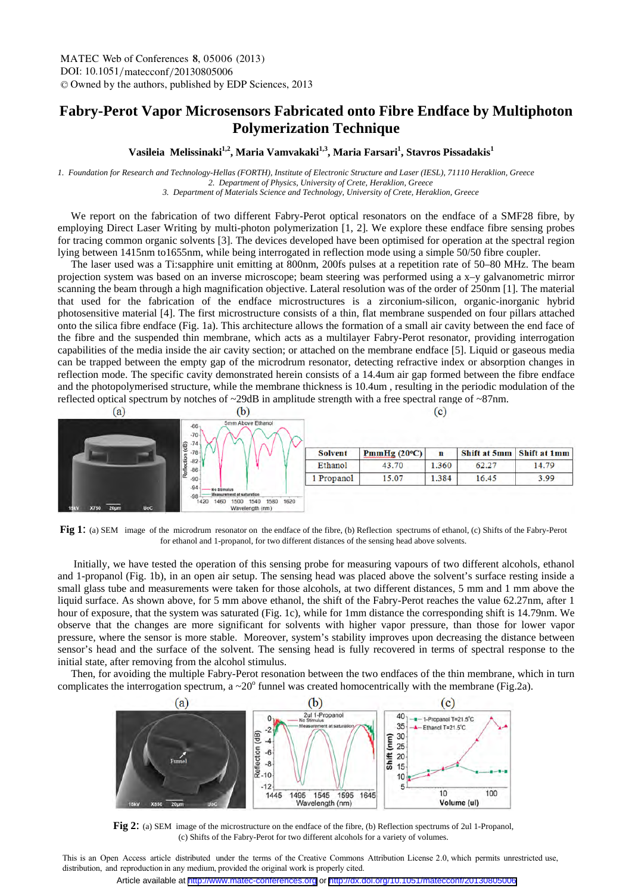# Fabry-Perot Vapor Microsensors Fabricated onto Fibre Endface by Multiphoton Polymerization Technique

**Vasileia Melissinaki[1,2], Maria Vamvakaki[1,3], Maria Farsari[1], Stavros Pissadakis[1]**

*1. Foundation for Research and Technology-Hellas (FORTH), Institute of Electronic Structure and Laser (IESL), 71110 Heraklion, Greece*
*2. Department of Physics, University of Crete, Heraklion, Greece*
*3. Department of Materials Science and Technology, University of Crete, Heraklion, Greece*

We report on the fabrication of two different Fabry-Perot optical resonators on the endface of a SMF28 fibre, by employing Direct Laser Writing by multi-photon polymerization [1, 2]. We explore these endface fibre sensing probes for tracing common organic solvents [3]. The devices developed have been optimised for operation at the spectral region lying between 1415nm to1655nm, while being interrogated in reflection mode using a simple 50/50 fibre coupler.

The laser used was a Ti:sapphire unit emitting at 800nm, 200fs pulses at a repetition rate of 50–80 MHz. The beam projection system was based on an inverse microscope; beam steering was performed using a x–y galvanometric mirror scanning the beam through a high magnification objective. Lateral resolution was of the order of 250nm [1]. The material that used for the fabrication of the endface microstructures is a zirconium-silicon, organic-inorganic hybrid photosensitive material [4]. The first microstructure consists of a thin, flat membrane suspended on four pillars attached onto the silica fibre endface (Fig. 1a). This architecture allows the formation of a small air cavity between the end face of the fibre and the suspended thin membrane, which acts as a multilayer Fabry-Perot resonator, providing interrogation capabilities of the media inside the air cavity section; or attached on the membrane endface [5]. Liquid or gaseous media can be trapped between the empty gap of the microdrum resonator, detecting refractive index or absorption changes in reflection mode. The specific cavity demonstrated herein consists of a 14.4um air gap formed between the fibre endface and the photopolymerised structure, while the membrane thickness is 10.4um , resulting in the periodic modulation of the reflected optical spectrum by notches of ~29dB in amplitude strength with a free spectral range of ~87nm.

| Solvent | PmmHg (20°C) | n | Shift at 5mm | Shift at 1mm |
|---|---|---|---|---|
| Ethanol | 43.70 | 1.360 | 62.27 | 14.79 |
| 1 Propanol | 15.07 | 1.384 | 16.45 | 3.99 |

**Fig 1:** (a) SEM image of the microdrum resonator on the endface of the fibre, (b) Reflection spectrums of ethanol, (c) Shifts of the Fabry-Perot for ethanol and 1-propanol, for two different distances of the sensing head above solvents.

Initially, we have tested the operation of this sensing probe for measuring vapours of two different alcohols, ethanol and 1-propanol (Fig. 1b), in an open air setup. The sensing head was placed above the solvent's surface resting inside a small glass tube and measurements were taken for those alcohols, at two different distances, 5 mm and 1 mm above the liquid surface. As shown above, for 5 mm above ethanol, the shift of the Fabry-Perot reaches the value 62.27nm, after 1 hour of exposure, that the system was saturated (Fig. 1c), while for 1mm distance the corresponding shift is 14.79nm. We observe that the changes are more significant for solvents with higher vapor pressure, than those for lower vapor pressure, where the sensor is more stable. Moreover, system's stability improves upon decreasing the distance between sensor's head and the surface of the solvent. The sensing head is fully recovered in terms of spectral response to the initial state, after removing from the alcohol stimulus.

Then, for avoiding the multiple Fabry-Perot resonation between the two endfaces of the thin membrane, which in turn complicates the interrogation spectrum, a ~20° funnel was created homocentrically with the membrane (Fig.2a).

**Fig 2:** (a) SEM image of the microstructure on the endface of the fibre, (b) Reflection spectrums of 2ul 1-Propanol, (c) Shifts of the Fabry-Perot for two different alcohols for a variety of volumes.

This is an Open Access article distributed under the terms of the Creative Commons Attribution License 2.0, which permits unrestricted use, distribution, and reproduction in any medium, provided the original work is properly cited.

Article available at http://www.matec-conferences.org or http://dx.doi.org/10.1051/matecconf/20130805006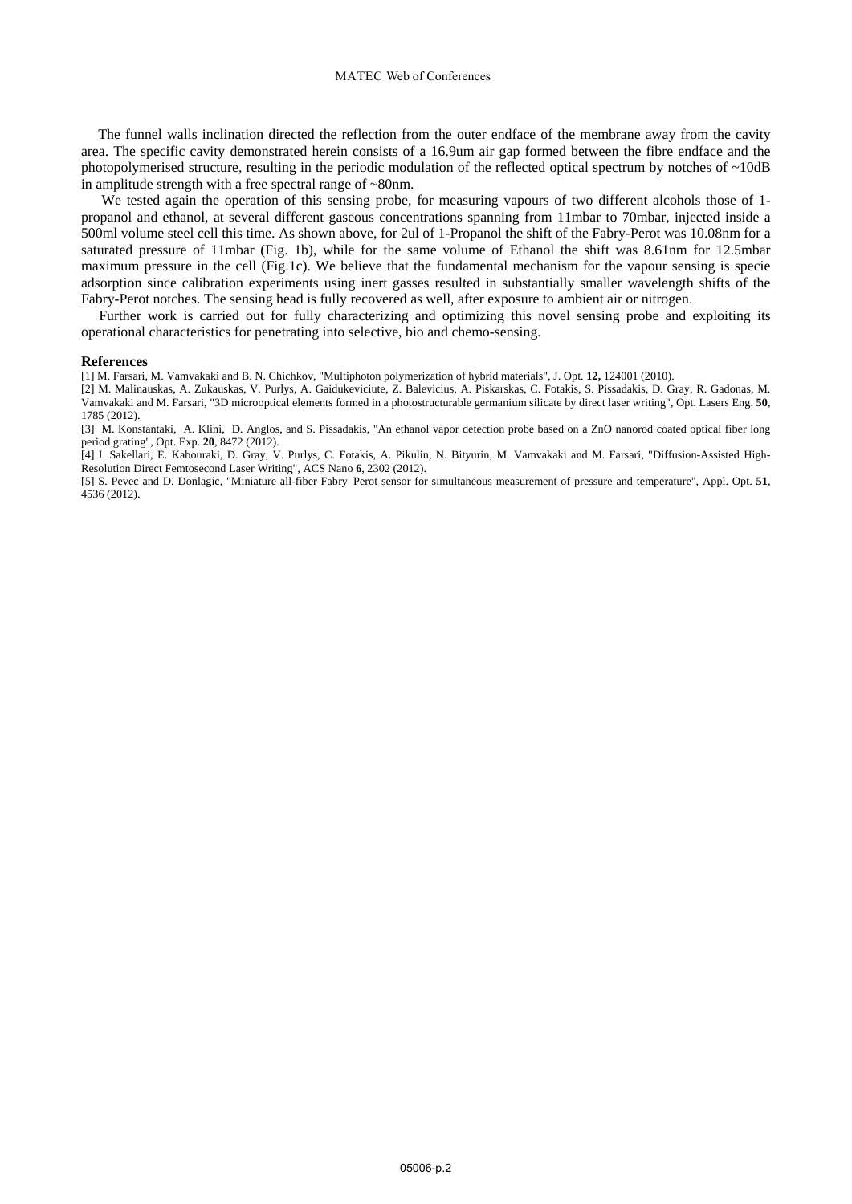The funnel walls inclination directed the reflection from the outer endface of the membrane away from the cavity area. The specific cavity demonstrated herein consists of a 16.9um air gap formed between the fibre endface and the photopolymerised structure, resulting in the periodic modulation of the reflected optical spectrum by notches of ~10dB in amplitude strength with a free spectral range of ~80nm.

We tested again the operation of this sensing probe, for measuring vapours of two different alcohols those of 1-propanol and ethanol, at several different gaseous concentrations spanning from 11mbar to 70mbar, injected inside a 500ml volume steel cell this time. As shown above, for 2ul of 1-Propanol the shift of the Fabry-Perot was 10.08nm for a saturated pressure of 11mbar (Fig. 1b), while for the same volume of Ethanol the shift was 8.61nm for 12.5mbar maximum pressure in the cell (Fig.1c). We believe that the fundamental mechanism for the vapour sensing is specie adsorption since calibration experiments using inert gasses resulted in substantially smaller wavelength shifts of the Fabry-Perot notches. The sensing head is fully recovered as well, after exposure to ambient air or nitrogen.

Further work is carried out for fully characterizing and optimizing this novel sensing probe and exploiting its operational characteristics for penetrating into selective, bio and chemo-sensing.

### References

[1] M. Farsari, M. Vamvakaki and B. N. Chichkov, "Multiphoton polymerization of hybrid materials", J. Opt. **12,** 124001 (2010).

[2] M. Malinauskas, A. Zukauskas, V. Purlys, A. Gaidukeviciute, Z. Balevicius, A. Piskarskas, C. Fotakis, S. Pissadakis, D. Gray, R. Gadonas, M. Vamvakaki and M. Farsari, "3D microoptical elements formed in a photostructurable germanium silicate by direct laser writing", Opt. Lasers Eng. **50**, 1785 (2012).

[3] M. Konstantaki, A. Klini, D. Anglos, and S. Pissadakis, "An ethanol vapor detection probe based on a ZnO nanorod coated optical fiber long period grating", Opt. Exp. **20**, 8472 (2012).

[4] I. Sakellari, E. Kabouraki, D. Gray, V. Purlys, C. Fotakis, A. Pikulin, N. Bityurin, M. Vamvakaki and M. Farsari, "Diffusion-Assisted High-Resolution Direct Femtosecond Laser Writing", ACS Nano **6**, 2302 (2012).

[5] S. Pevec and D. Donlagic, "Miniature all-fiber Fabry–Perot sensor for simultaneous measurement of pressure and temperature", Appl. Opt. **51**, 4536 (2012).